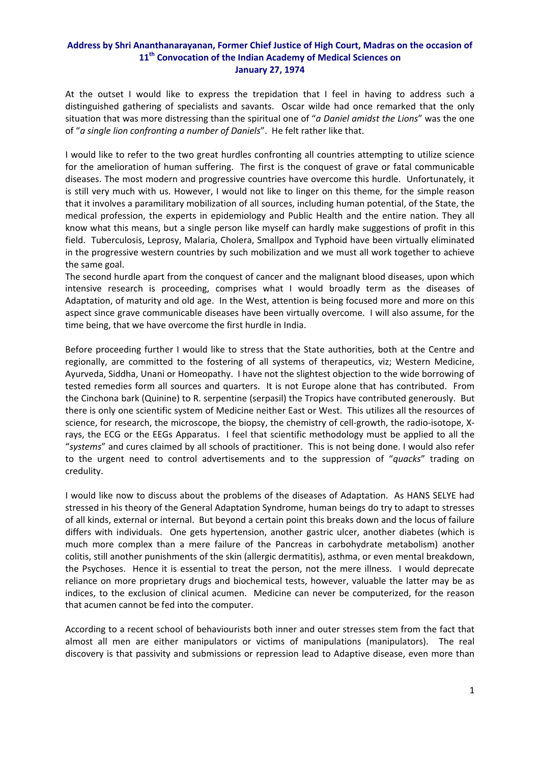**Address by Shri Ananthanarayanan, Former Chief Justice of High Court, Madras on the occasion of 11th Convocation of the Indian Academy of Medical Sciences on January 27, 1974**

At the outset I would like to express the trepidation that I feel in having to address such a distinguished gathering of specialists and savants. Oscar wilde had once remarked that the only situation that was more distressing than the spiritual one of "*a Daniel amidst the Lions*" was the one of "*a single lion confronting a number of Daniels*". He felt rather like that.

I would like to refer to the two great hurdles confronting all countries attempting to utilize science for the amelioration of human suffering. The first is the conquest of grave or fatal communicable diseases. The most modern and progressive countries have overcome this hurdle. Unfortunately, it is still very much with us. However, I would not like to linger on this theme, for the simple reason that it involves a paramilitary mobilization of all sources, including human potential, of the State, the medical profession, the experts in epidemiology and Public Health and the entire nation. They all know what this means, but a single person like myself can hardly make suggestions of profit in this field. Tuberculosis, Leprosy, Malaria, Cholera, Smallpox and Typhoid have been virtually eliminated in the progressive western countries by such mobilization and we must all work together to achieve the same goal.
The second hurdle apart from the conquest of cancer and the malignant blood diseases, upon which intensive research is proceeding, comprises what I would broadly term as the diseases of Adaptation, of maturity and old age. In the West, attention is being focused more and more on this aspect since grave communicable diseases have been virtually overcome. I will also assume, for the time being, that we have overcome the first hurdle in India.

Before proceeding further I would like to stress that the State authorities, both at the Centre and regionally, are committed to the fostering of all systems of therapeutics, viz; Western Medicine, Ayurveda, Siddha, Unani or Homeopathy. I have not the slightest objection to the wide borrowing of tested remedies form all sources and quarters. It is not Europe alone that has contributed. From the Cinchona bark (Quinine) to R. serpentine (serpasil) the Tropics have contributed generously. But there is only one scientific system of Medicine neither East or West. This utilizes all the resources of science, for research, the microscope, the biopsy, the chemistry of cell-growth, the radio-isotope, X-rays, the ECG or the EEGs Apparatus. I feel that scientific methodology must be applied to all the "*systems*" and cures claimed by all schools of practitioner. This is not being done. I would also refer to the urgent need to control advertisements and to the suppression of "*quacks*" trading on credulity.

I would like now to discuss about the problems of the diseases of Adaptation. As HANS SELYE had stressed in his theory of the General Adaptation Syndrome, human beings do try to adapt to stresses of all kinds, external or internal. But beyond a certain point this breaks down and the locus of failure differs with individuals. One gets hypertension, another gastric ulcer, another diabetes (which is much more complex than a mere failure of the Pancreas in carbohydrate metabolism) another colitis, still another punishments of the skin (allergic dermatitis), asthma, or even mental breakdown, the Psychoses. Hence it is essential to treat the person, not the mere illness. I would deprecate reliance on more proprietary drugs and biochemical tests, however, valuable the latter may be as indices, to the exclusion of clinical acumen. Medicine can never be computerized, for the reason that acumen cannot be fed into the computer.

According to a recent school of behaviourists both inner and outer stresses stem from the fact that almost all men are either manipulators or victims of manipulations (manipulators). The real discovery is that passivity and submissions or repression lead to Adaptive disease, even more than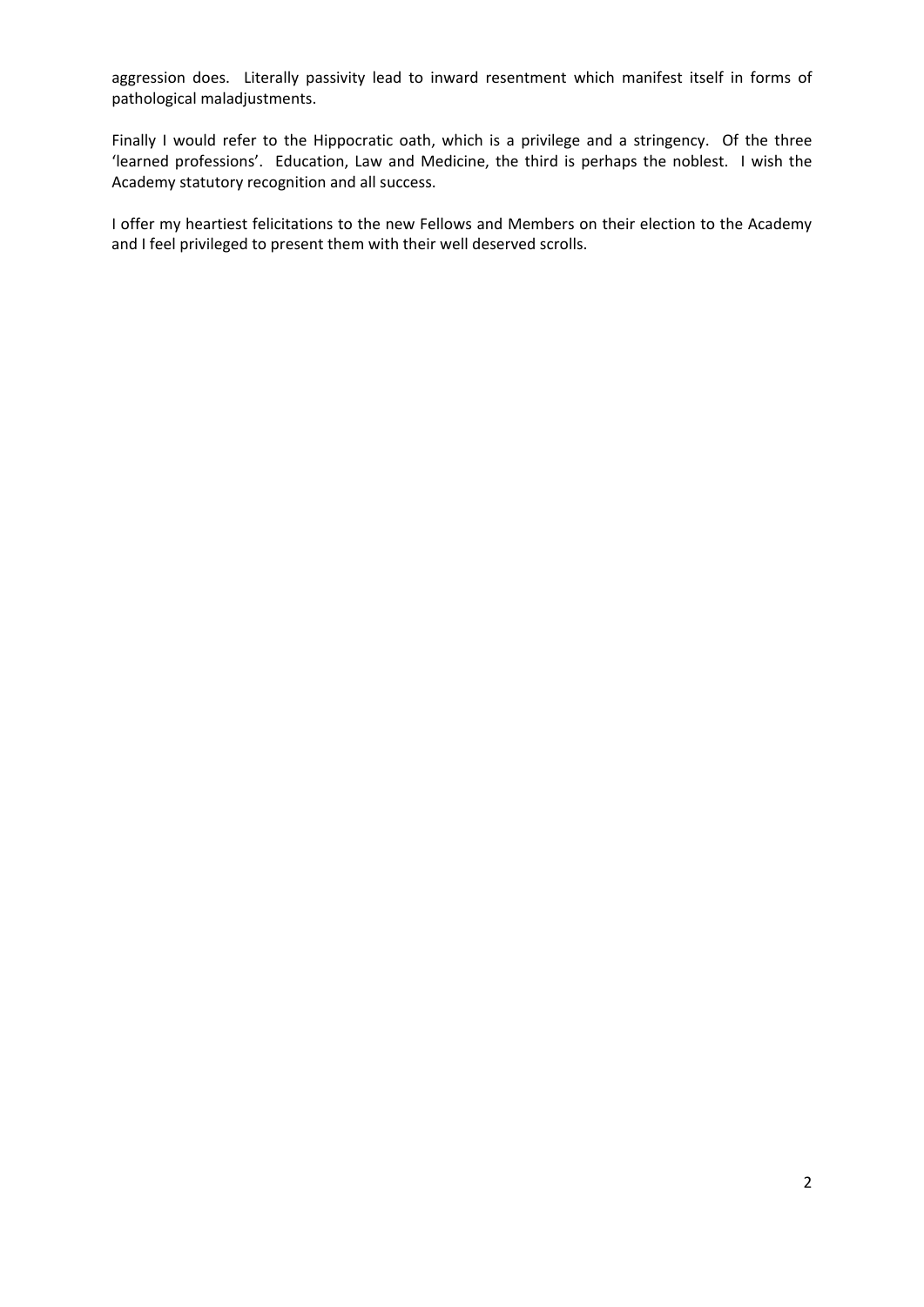aggression does. Literally passivity lead to inward resentment which manifest itself in forms of pathological maladjustments.

Finally I would refer to the Hippocratic oath, which is a privilege and a stringency. Of the three 'learned professions'. Education, Law and Medicine, the third is perhaps the noblest. I wish the Academy statutory recognition and all success.

I offer my heartiest felicitations to the new Fellows and Members on their election to the Academy and I feel privileged to present them with their well deserved scrolls.